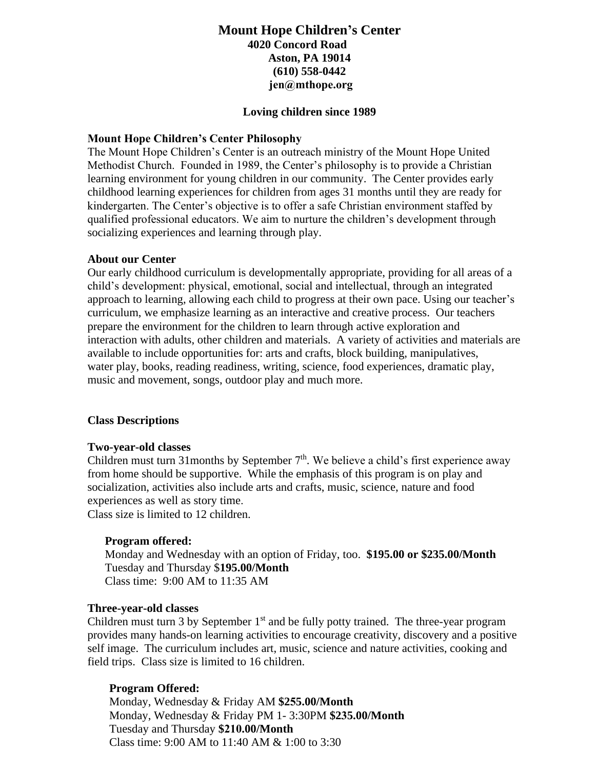# Mount Hope Children's Center

**4020 Concord Road**
**Aston, PA 19014**
**(610) 558-0442**
**jen@mthope.org**

**Loving children since 1989**

### Mount Hope Children's Center Philosophy

The Mount Hope Children's Center is an outreach ministry of the Mount Hope United Methodist Church. Founded in 1989, the Center's philosophy is to provide a Christian learning environment for young children in our community. The Center provides early childhood learning experiences for children from ages 31 months until they are ready for kindergarten. The Center's objective is to offer a safe Christian environment staffed by qualified professional educators. We aim to nurture the children's development through socializing experiences and learning through play.

### About our Center

Our early childhood curriculum is developmentally appropriate, providing for all areas of a child's development: physical, emotional, social and intellectual, through an integrated approach to learning, allowing each child to progress at their own pace. Using our teacher's curriculum, we emphasize learning as an interactive and creative process. Our teachers prepare the environment for the children to learn through active exploration and interaction with adults, other children and materials. A variety of activities and materials are available to include opportunities for: arts and crafts, block building, manipulatives, water play, books, reading readiness, writing, science, food experiences, dramatic play, music and movement, songs, outdoor play and much more.

### Class Descriptions

#### Two-year-old classes

Children must turn 31months by September 7th. We believe a child's first experience away from home should be supportive. While the emphasis of this program is on play and socialization, activities also include arts and crafts, music, science, nature and food experiences as well as story time.
Class size is limited to 12 children.

**Program offered:**
Monday and Wednesday with an option of Friday, too. **$195.00 or $235.00/Month**
Tuesday and Thursday $**195.00/Month**
Class time: 9:00 AM to 11:35 AM

#### Three-year-old classes

Children must turn 3 by September 1st and be fully potty trained. The three-year program provides many hands-on learning activities to encourage creativity, discovery and a positive self image. The curriculum includes art, music, science and nature activities, cooking and field trips. Class size is limited to 16 children.

**Program Offered:**
Monday, Wednesday & Friday AM **$255.00/Month**
Monday, Wednesday & Friday PM 1- 3:30PM **$235.00/Month**
Tuesday and Thursday **$210.00/Month**
Class time: 9:00 AM to 11:40 AM & 1:00 to 3:30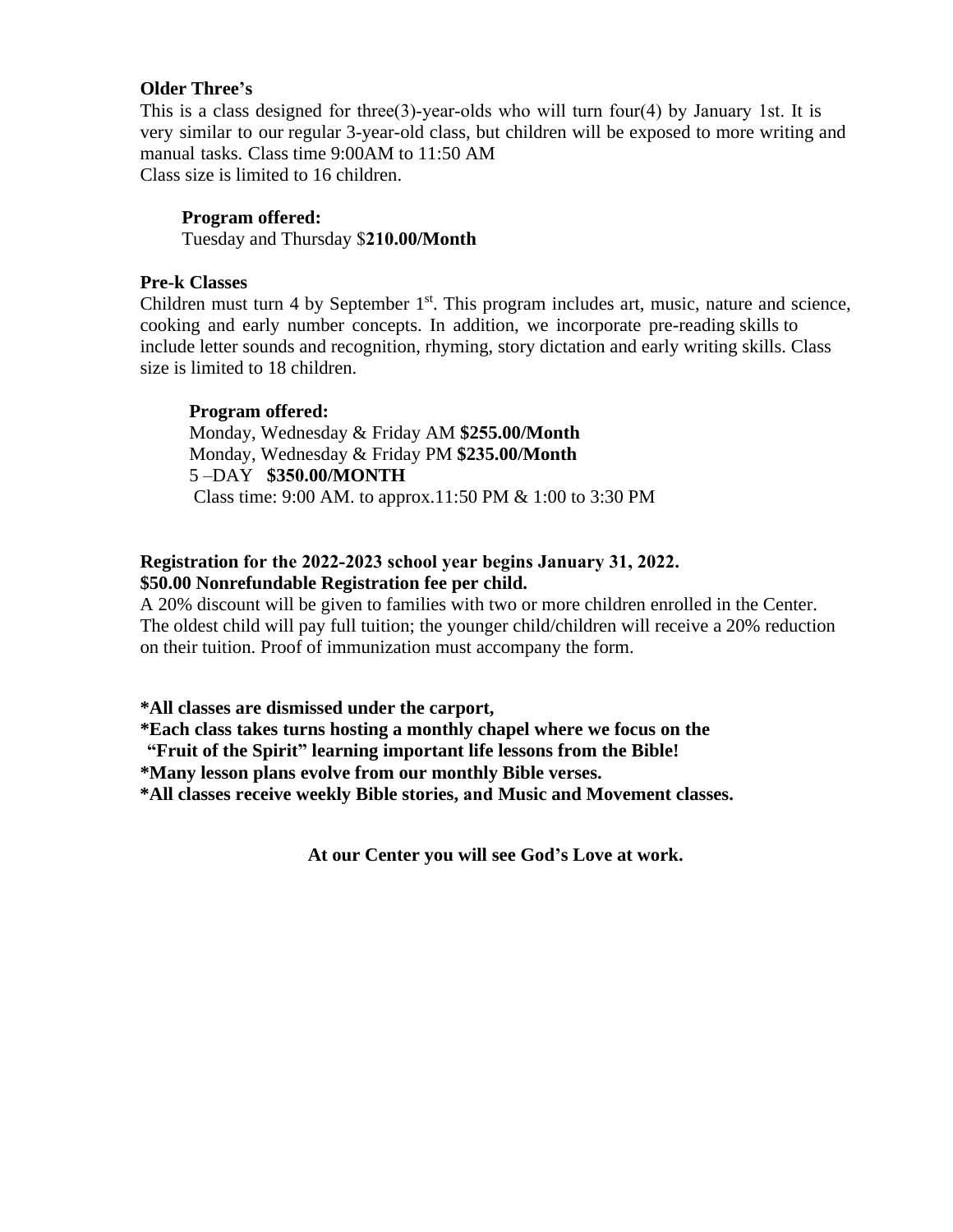**Older Three's**

This is a class designed for three(3)-year-olds who will turn four(4) by January 1st. It is very similar to our regular 3-year-old class, but children will be exposed to more writing and manual tasks. Class time 9:00AM to 11:50 AM

Class size is limited to 16 children.

**Program offered:**

Tuesday and Thursday $**210.00/Month**

**Pre-k Classes**

Children must turn 4 by September 1st. This program includes art, music, nature and science, cooking and early number concepts. In addition, we incorporate pre-reading skills to include letter sounds and recognition, rhyming, story dictation and early writing skills. Class size is limited to 18 children.

**Program offered:**

Monday, Wednesday & Friday AM **$255.00/Month**

Monday, Wednesday & Friday PM **$235.00/Month**

5 –DAY **$350.00/MONTH**

Class time: 9:00 AM. to approx.11:50 PM & 1:00 to 3:30 PM

**Registration for the 2022-2023 school year begins January 31, 2022.**

**$50.00 Nonrefundable Registration fee per child.**

A 20% discount will be given to families with two or more children enrolled in the Center. The oldest child will pay full tuition; the younger child/children will receive a 20% reduction on their tuition. Proof of immunization must accompany the form.

**\*All classes are dismissed under the carport,**

**\*Each class takes turns hosting a monthly chapel where we focus on the "Fruit of the Spirit" learning important life lessons from the Bible!**

**\*Many lesson plans evolve from our monthly Bible verses.**

**\*All classes receive weekly Bible stories, and Music and Movement classes.**

**At our Center you will see God's Love at work.**